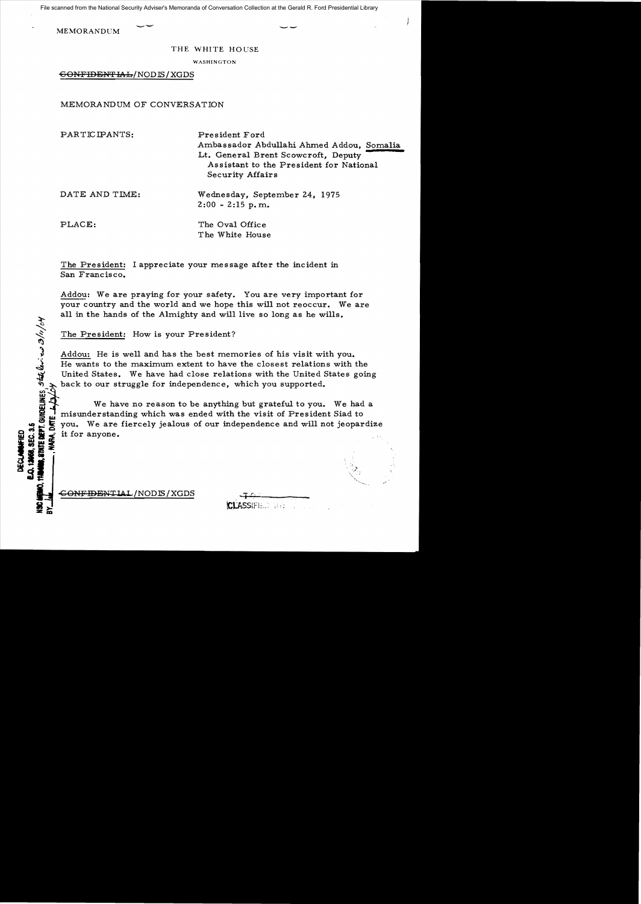MEMORANDUM

THE WHITE HOUSE

WASHINGTON

~~CONFIDENTIAL~~/NODIS/XGDS

MEMORANDUM OF CONVERSATION

PARTICIPANTS: President Ford
Ambassador Abdullahi Ahmed Addou, Somalia
Lt. General Brent Scowcroft, Deputy Assistant to the President for National Security Affairs

DATE AND TIME: Wednesday, September 24, 1975
2:00 - 2:15 p.m.

PLACE: The Oval Office
The White House

The President: I appreciate your message after the incident in San Francisco.

Addou: We are praying for your safety. You are very important for your country and the world and we hope this will not reoccur. We are all in the hands of the Almighty and will live so long as he wills.

The President: How is your President?

Addou: He is well and has the best memories of his visit with you. He wants to the maximum extent to have the closest relations with the United States. We have had close relations with the United States going back to our struggle for independence, which you supported.

We have no reason to be anything but grateful to you. We had a misunderstanding which was ended with the visit of President Siad to you. We are fiercely jealous of our independence and will not jeopardize it for anyone.

DECLASSIFIED
E.O. 12958, SEC. 3.5
NSC MEMO, 11/24/98, STATE DEPT. GUIDELINES, State Dept. review 3/11/04
BY ___, NARA, DATE 6/2/04

~~CONFIDENTIAL~~/NODIS/XGDS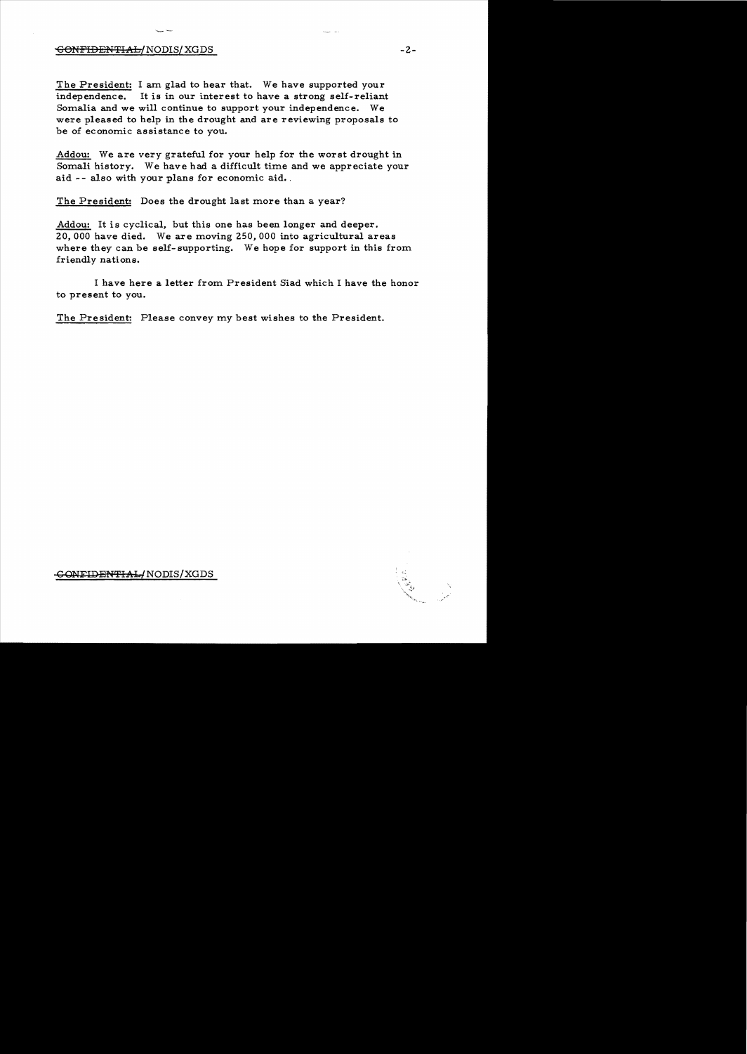The President: I am glad to hear that. We have supported your independence. It is in our interest to have a strong self-reliant Somalia and we will continue to support your independence. We were pleased to help in the drought and are reviewing proposals to be of economic assistance to you.

Addou: We are very grateful for your help for the worst drought in Somali history. We have had a difficult time and we appreciate your aid -- also with your plans for economic aid.

The President: Does the drought last more than a year?

Addou: It is cyclical, but this one has been longer and deeper. 20,000 have died. We are moving 250,000 into agricultural areas where they can be self-supporting. We hope for support in this from friendly nations.

I have here a letter from President Siad which I have the honor to present to you.

The President: Please convey my best wishes to the President.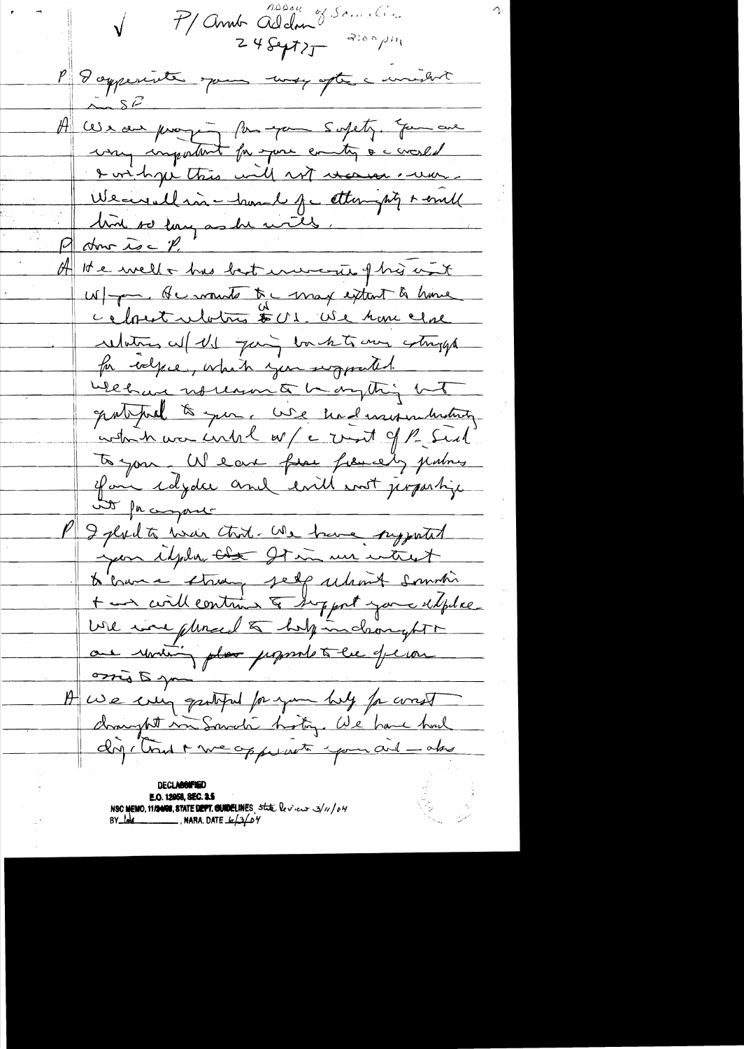√ P/ Amb Addou of Somalia
24 Sept 75 2:00 pm

P I appreciate your way after a incident in SF.

A We are praying for your safety. You are very important for your country & world & we hope this will not occur again. We are all in the hands of the Almighty & will live so long as he wills.

P How is P.

A He is well & has best memories of his visit w/ you. He wants to max extent to have closest relations to US. We have close relations w/ US going back to our struggle for independence, which you supported. We have no reason to be anything but grateful to you. We had misunderstanding which was ended w/ the visit of P Siad to you. We are free friendly partners of our independence and will not jeopardize it for anyone.

P I glad to hear that. We have supported your independence & it is our interest to have a strong self reliant Somalia & we will continue to support your independence. We were pleased to help in drought & are working plan proposals to be of even more to you.

A We very grateful for your help for worst drought in Somali history. We have had dry land & we appreciate your aid — also

DECLASSIFIED
E.O. 12958, SEC. 3.5
NSC MEMO, 11/24/98, STATE DEPT. GUIDELINES, State Review 3/11/04
BY lale, NARA, DATE 6/3/04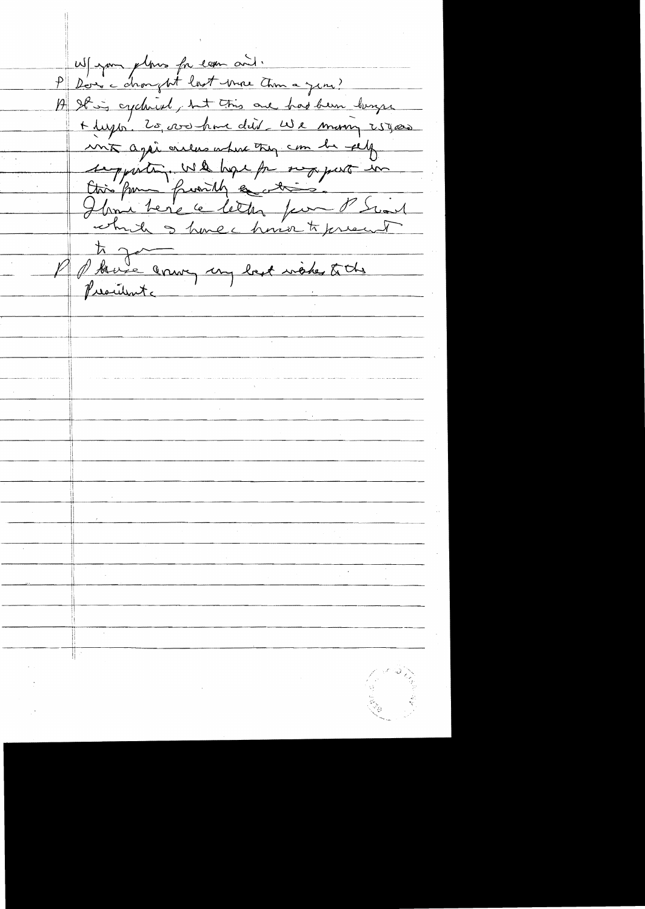W/ your plans for econ aid.

P Does drought last more than a year?

A It is cyclical, but this one has been longer & deeper. So, we have debt. We moving 25,000 into agri areas where they can be self supporting. We hope for support in this from friendly countries.

I have here a letter from P Sisoul which I have honor to present to you.

P Please convey my best wishes to the President.